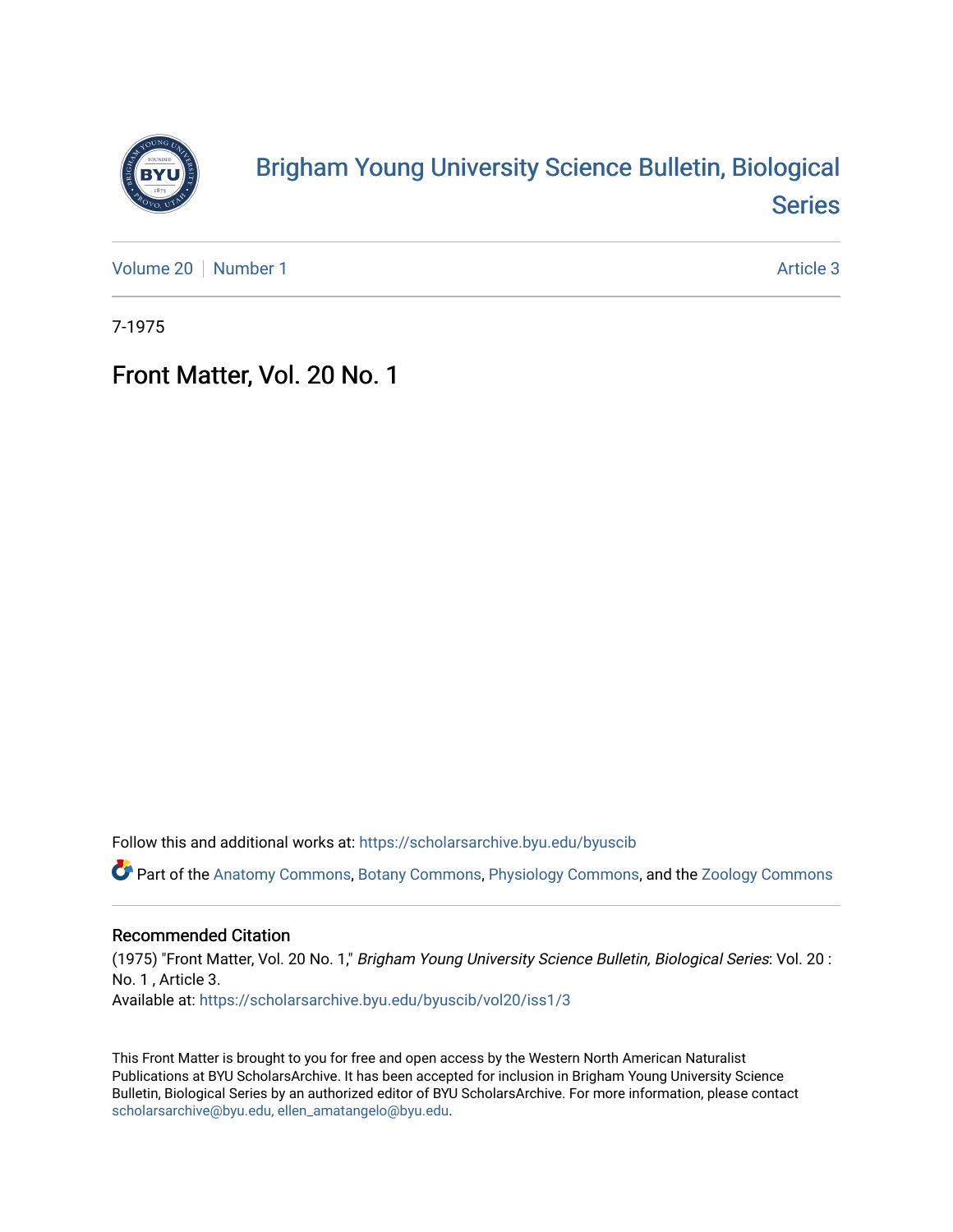# Brigham Young University Science Bulletin, Biological Series

Volume 20 | Number 1 | Article 3

7-1975

## Front Matter, Vol. 20 No. 1

Follow this and additional works at: https://scholarsarchive.byu.edu/byuscib

Part of the Anatomy Commons, Botany Commons, Physiology Commons, and the Zoology Commons

### Recommended Citation

(1975) "Front Matter, Vol. 20 No. 1," *Brigham Young University Science Bulletin, Biological Series*: Vol. 20 : No. 1 , Article 3.
Available at: https://scholarsarchive.byu.edu/byuscib/vol20/iss1/3

This Front Matter is brought to you for free and open access by the Western North American Naturalist Publications at BYU ScholarsArchive. It has been accepted for inclusion in Brigham Young University Science Bulletin, Biological Series by an authorized editor of BYU ScholarsArchive. For more information, please contact scholarsarchive@byu.edu, ellen_amatangelo@byu.edu.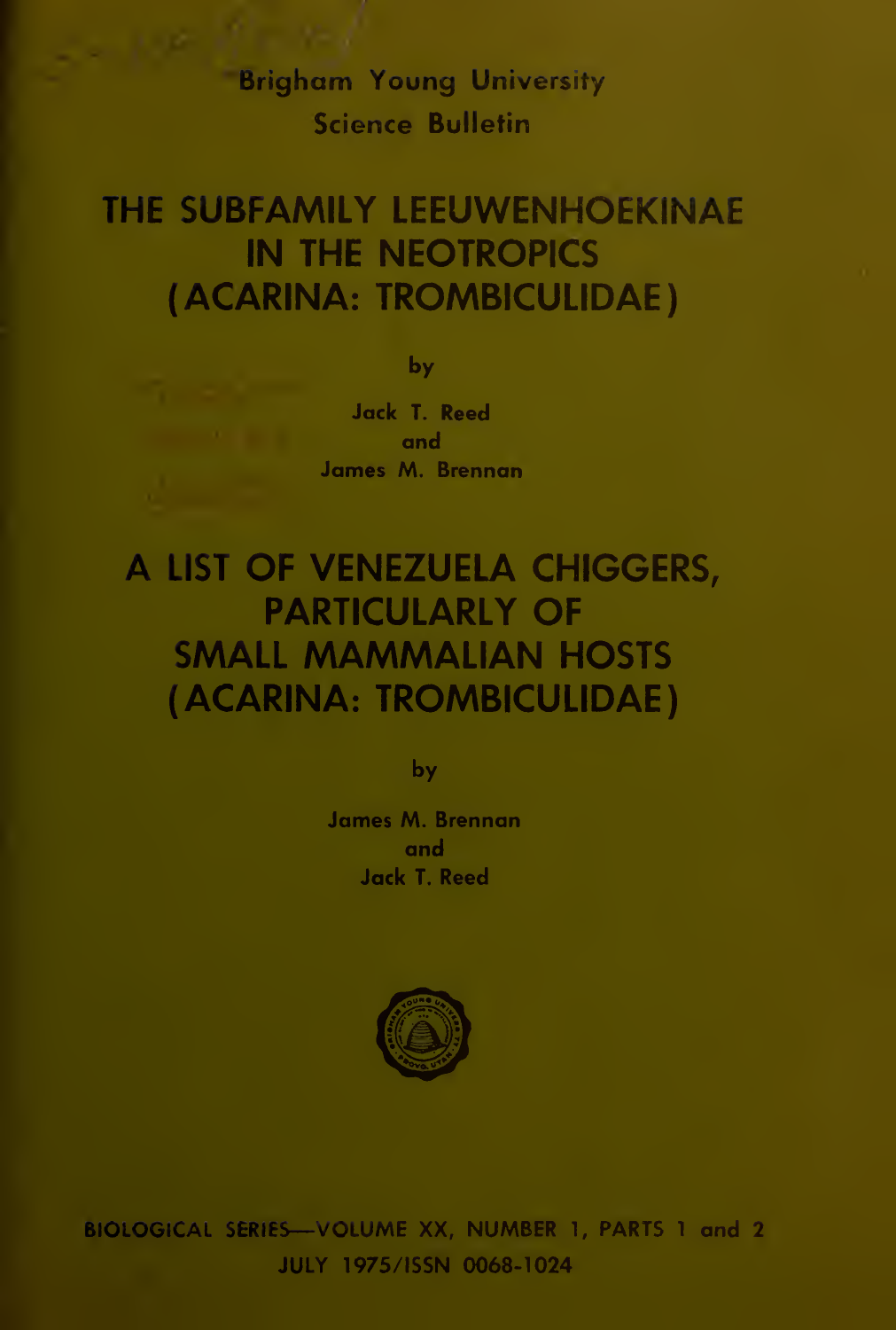Brigham Young University
Science Bulletin

# THE SUBFAMILY LEEUWENHOEKINAE IN THE NEOTROPICS (ACARINA: TROMBICULIDAE)

by

Jack T. Reed
and
James M. Brennan

# A LIST OF VENEZUELA CHIGGERS, PARTICULARLY OF SMALL MAMMALIAN HOSTS (ACARINA: TROMBICULIDAE)

by

James M. Brennan
and
Jack T. Reed

BIOLOGICAL SERIES—VOLUME XX, NUMBER 1, PARTS 1 and 2
JULY 1975/ISSN 0068-1024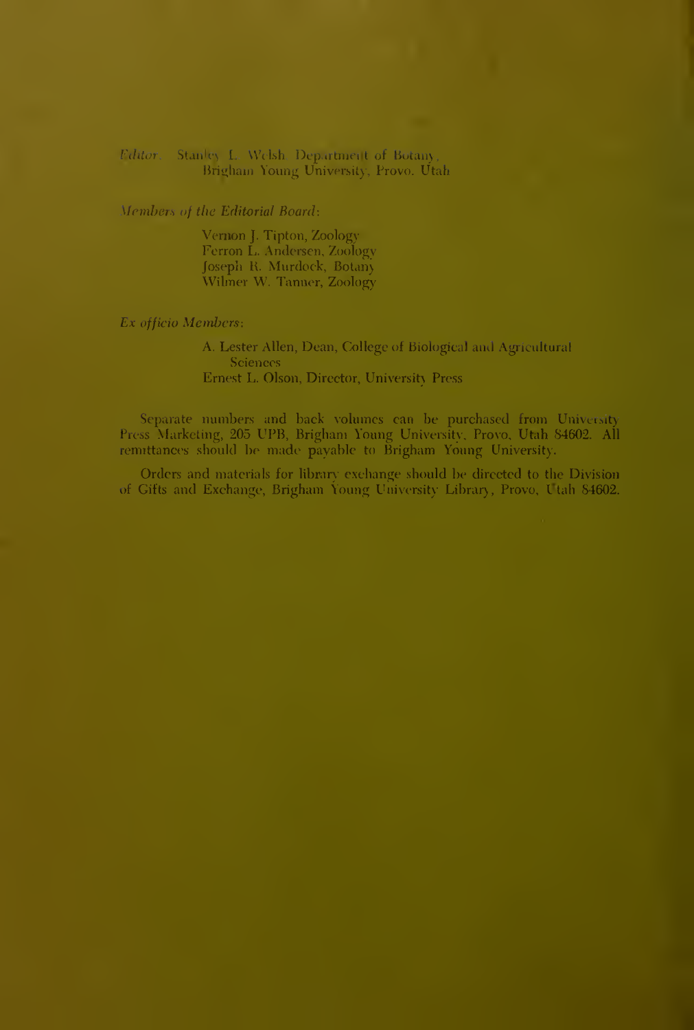*Editor:* Stanley L. Welsh, Department of Botany, Brigham Young University, Provo, Utah

*Members of the Editorial Board:*

Vernon J. Tipton, Zoology
Ferron L. Andersen, Zoology
Joseph R. Murdock, Botany
Wilmer W. Tanner, Zoology

*Ex officio Members:*

A. Lester Allen, Dean, College of Biological and Agricultural Sciences
Ernest L. Olson, Director, University Press

Separate numbers and back volumes can be purchased from University Press Marketing, 205 UPB, Brigham Young University, Provo, Utah 84602. All remittances should be made payable to Brigham Young University.

Orders and materials for library exchange should be directed to the Division of Gifts and Exchange, Brigham Young University Library, Provo, Utah 84602.